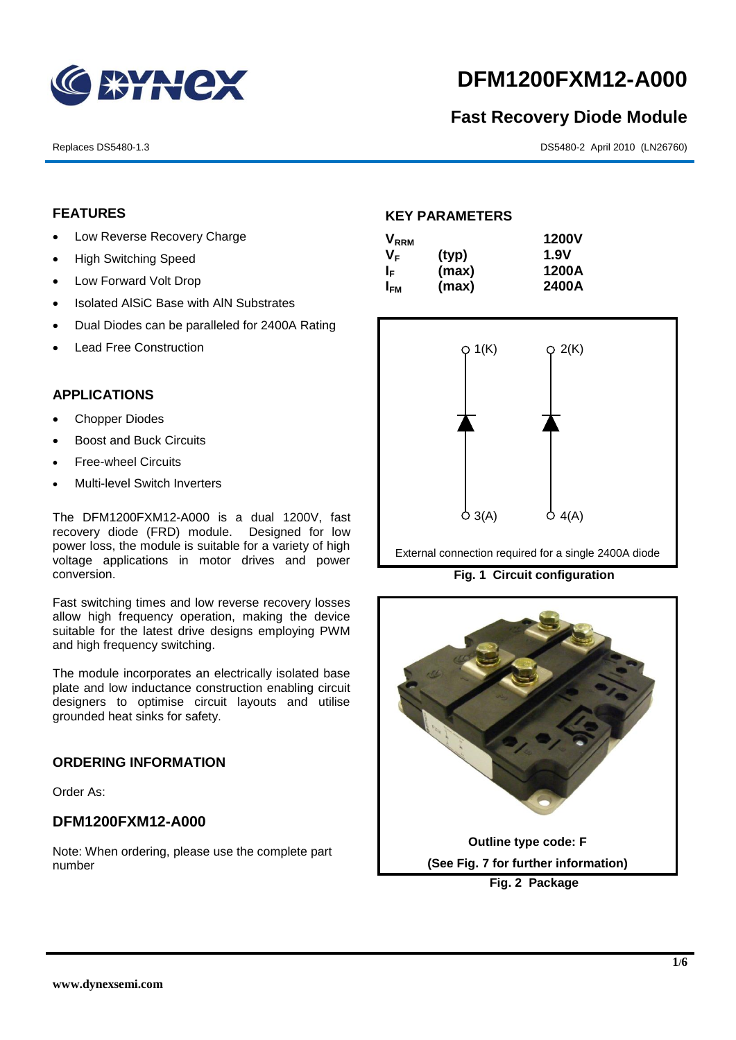# DFM1200FXM12-A000

## Fast Recovery Diode Module

Replaces DS5480-1.3

DS5480-2 April 2010 (LN26760)

## FEATURES

- Low Reverse Recovery Charge
- High Switching Speed
- Low Forward Volt Drop
- Isolated AlSiC Base with AlN Substrates
- Dual Diodes can be paralleled for 2400A Rating
- Lead Free Construction

## APPLICATIONS

- Chopper Diodes
- Boost and Buck Circuits
- Free-wheel Circuits
- Multi-level Switch Inverters

The DFM1200FXM12-A000 is a dual 1200V, fast recovery diode (FRD) module. Designed for low power loss, the module is suitable for a variety of high voltage applications in motor drives and power conversion.

Fast switching times and low reverse recovery losses allow high frequency operation, making the device suitable for the latest drive designs employing PWM and high frequency switching.

The module incorporates an electrically isolated base plate and low inductance construction enabling circuit designers to optimise circuit layouts and utilise grounded heat sinks for safety.

## ORDERING INFORMATION

Order As:

### DFM1200FXM12-A000

Note: When ordering, please use the complete part number

## KEY PARAMETERS

| | | |
|---|---|---|
| $V_{RRM}$ | | 1200V |
| $V_F$ | (typ) | 1.9V |
| $I_F$ | (max) | 1200A |
| $I_{FM}$ | (max) | 2400A |

1(K) 2(K) 3(A) 4(A)

External connection required for a single 2400A diode

**Fig. 1 Circuit configuration**

**Outline type code: F**

**(See Fig. 7 for further information)**

**Fig. 2 Package**

www.dynexsemi.com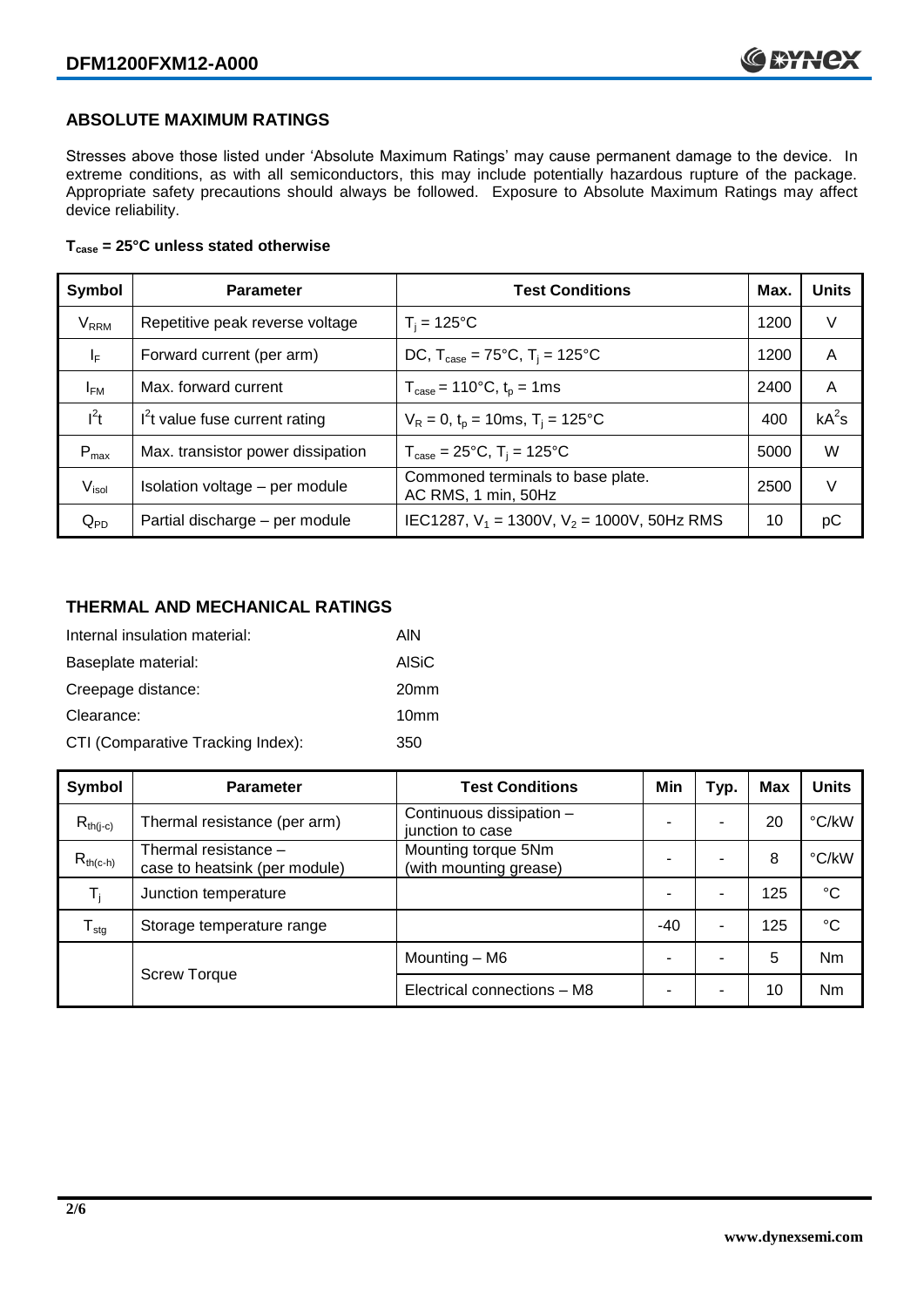## ABSOLUTE MAXIMUM RATINGS

Stresses above those listed under 'Absolute Maximum Ratings' may cause permanent damage to the device. In extreme conditions, as with all semiconductors, this may include potentially hazardous rupture of the package. Appropriate safety precautions should always be followed. Exposure to Absolute Maximum Ratings may affect device reliability.

**$T_{case}$ = 25°C unless stated otherwise**

| Symbol | Parameter | Test Conditions | Max. | Units |
|---|---|---|---|---|
| $V_{RRM}$ | Repetitive peak reverse voltage | $T_j$ = 125°C | 1200 | V |
| $I_F$ | Forward current (per arm) | DC, $T_{case}$ = 75°C, $T_j$ = 125°C | 1200 | A |
| $I_{FM}$ | Max. forward current | $T_{case}$ = 110°C, $t_p$ = 1ms | 2400 | A |
| $I^2t$ | $I^2t$ value fuse current rating | $V_R$ = 0, $t_p$ = 10ms, $T_j$ = 125°C | 400 | $kA^2s$ |
| $P_{max}$ | Max. transistor power dissipation | $T_{case}$ = 25°C, $T_j$ = 125°C | 5000 | W |
| $V_{isol}$ | Isolation voltage – per module | Commoned terminals to base plate. AC RMS, 1 min, 50Hz | 2500 | V |
| $Q_{PD}$ | Partial discharge – per module | IEC1287, $V_1$ = 1300V, $V_2$ = 1000V, 50Hz RMS | 10 | pC |

## THERMAL AND MECHANICAL RATINGS

Internal insulation material: AlN

Baseplate material: AlSiC

Creepage distance: 20mm

Clearance: 10mm

CTI (Comparative Tracking Index): 350

| Symbol | Parameter | Test Conditions | Min | Typ. | Max | Units |
|---|---|---|---|---|---|---|
| $R_{th(j-c)}$ | Thermal resistance (per arm) | Continuous dissipation – junction to case | - | - | 20 | °C/kW |
| $R_{th(c-h)}$ | Thermal resistance – case to heatsink (per module) | Mounting torque 5Nm (with mounting grease) | - | - | 8 | °C/kW |
| $T_j$ | Junction temperature | | - | - | 125 | °C |
| $T_{stg}$ | Storage temperature range | | -40 | - | 125 | °C |
| | Screw Torque | Mounting – M6 | - | - | 5 | Nm |
| | | Electrical connections – M8 | - | - | 10 | Nm |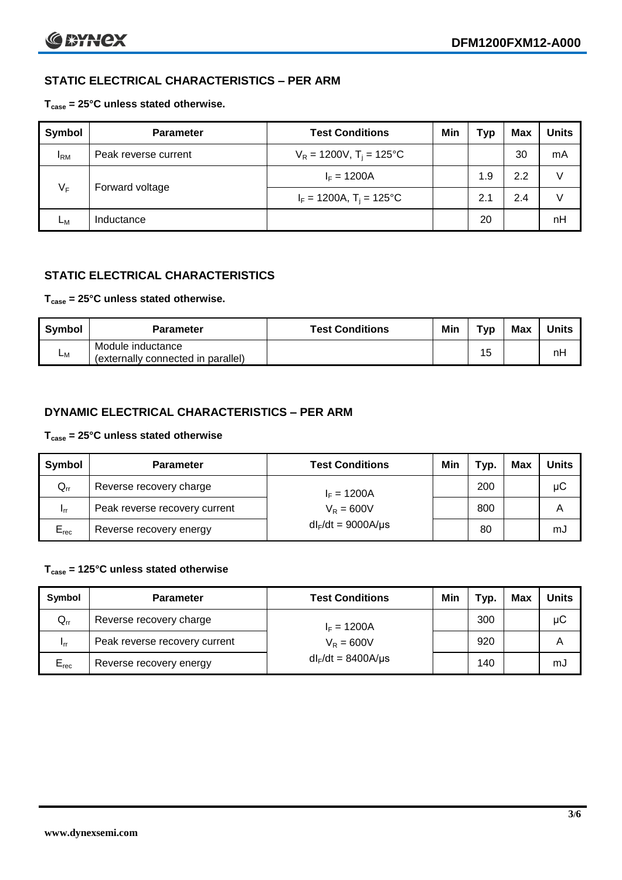## STATIC ELECTRICAL CHARACTERISTICS – PER ARM

**$T_{case}$ = 25°C unless stated otherwise.**

| Symbol | Parameter | Test Conditions | Min | Typ | Max | Units |
|---|---|---|---|---|---|---|
| $I_{RM}$ | Peak reverse current | $V_R$ = 1200V, $T_j$ = 125°C | | | 30 | mA |
| $V_F$ | Forward voltage | $I_F$ = 1200A | | 1.9 | 2.2 | V |
| | | $I_F$ = 1200A, $T_j$ = 125°C | | 2.1 | 2.4 | V |
| $L_M$ | Inductance | | | 20 | | nH |

## STATIC ELECTRICAL CHARACTERISTICS

**$T_{case}$ = 25°C unless stated otherwise.**

| Symbol | Parameter | Test Conditions | Min | Typ | Max | Units |
|---|---|---|---|---|---|---|
| $L_M$ | Module inductance (externally connected in parallel) | | | 15 | | nH |

## DYNAMIC ELECTRICAL CHARACTERISTICS – PER ARM

**$T_{case}$ = 25°C unless stated otherwise**

| Symbol | Parameter | Test Conditions | Min | Typ. | Max | Units |
|---|---|---|---|---|---|---|
| $Q_{rr}$ | Reverse recovery charge | $I_F$ = 1200A | | 200 | | µC |
| $I_{rr}$ | Peak reverse recovery current | $V_R$ = 600V | | 800 | | A |
| $E_{rec}$ | Reverse recovery energy | $dI_F/dt$ = 9000A/µs | | 80 | | mJ |

**$T_{case}$ = 125°C unless stated otherwise**

| Symbol | Parameter | Test Conditions | Min | Typ. | Max | Units |
|---|---|---|---|---|---|---|
| $Q_{rr}$ | Reverse recovery charge | $I_F$ = 1200A | | 300 | | µC |
| $I_{rr}$ | Peak reverse recovery current | $V_R$ = 600V | | 920 | | A |
| $E_{rec}$ | Reverse recovery energy | $dI_F/dt$ = 8400A/µs | | 140 | | mJ |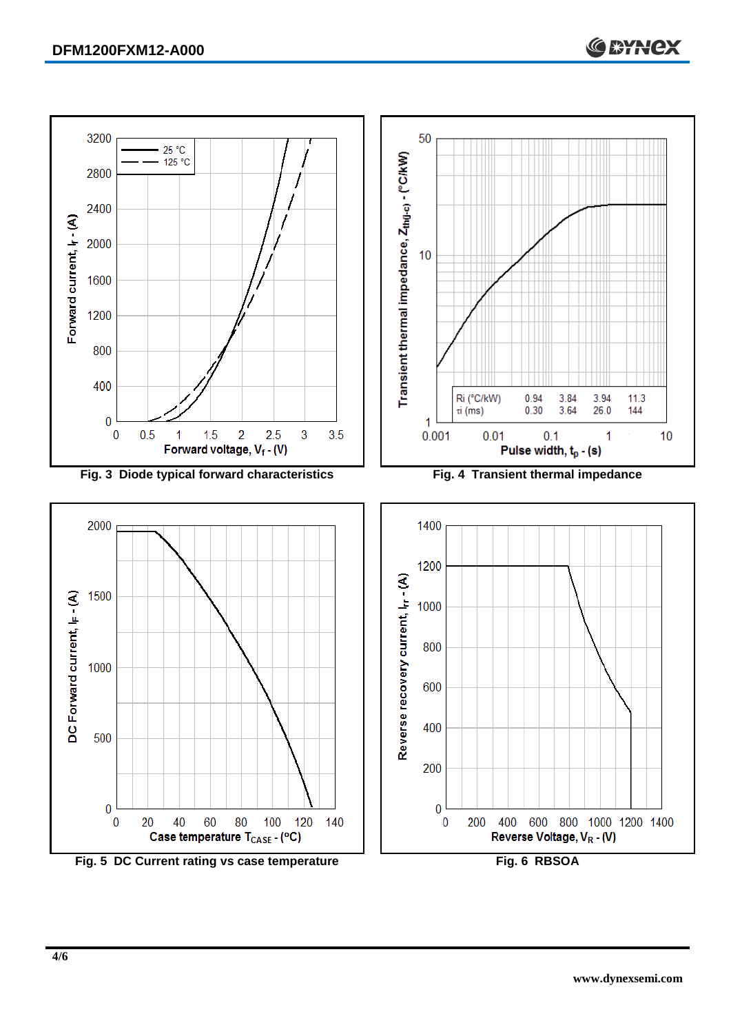Fig. 3 Diode typical forward characteristics

| Ri (°C/kW) | 0.94 | 3.84 | 3.94 | 11.3 |
|---|---|---|---|---|
| τi (ms) | 0.30 | 3.64 | 26.0 | 144 |

Fig. 4 Transient thermal impedance

Fig. 5 DC Current rating vs case temperature

Fig. 6 RBSOA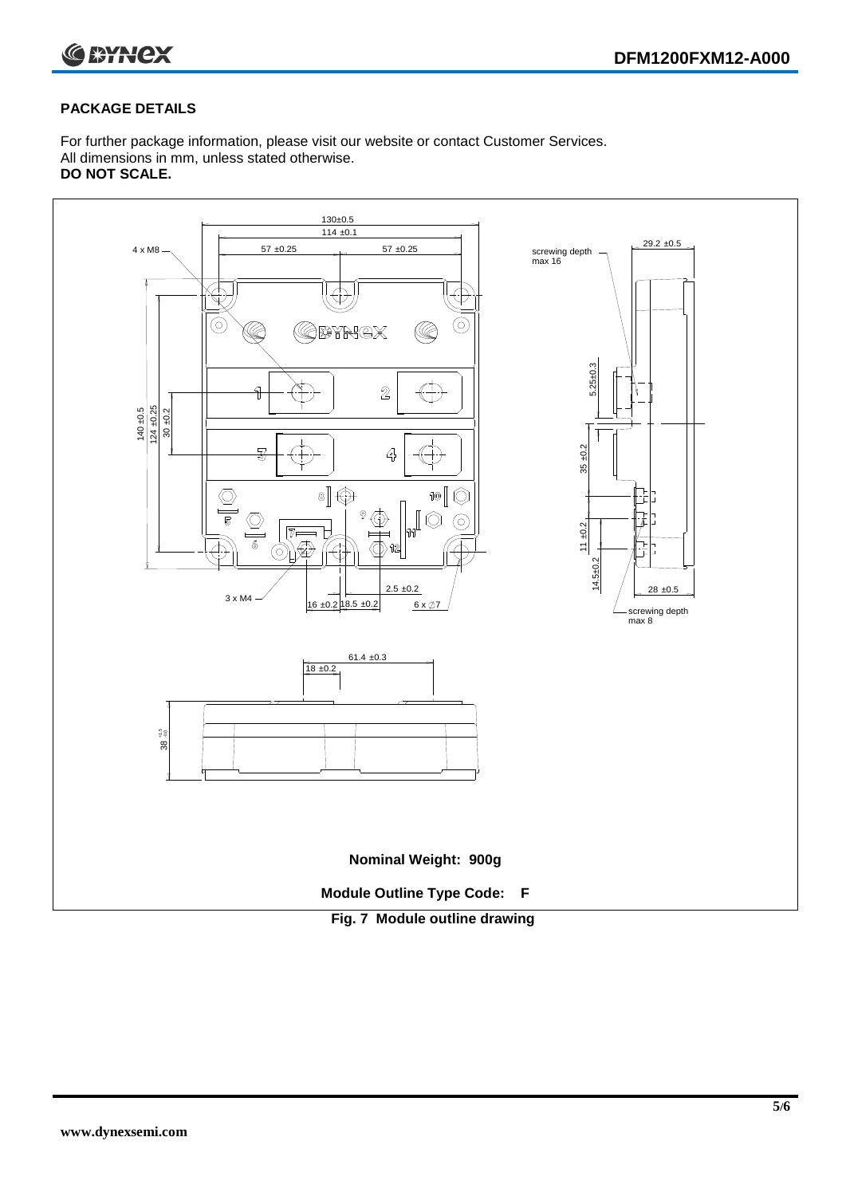## PACKAGE DETAILS

For further package information, please visit our website or contact Customer Services.
All dimensions in mm, unless stated otherwise.
**DO NOT SCALE.**

**Nominal Weight: 900g**

**Module Outline Type Code: F**

**Fig. 7 Module outline drawing**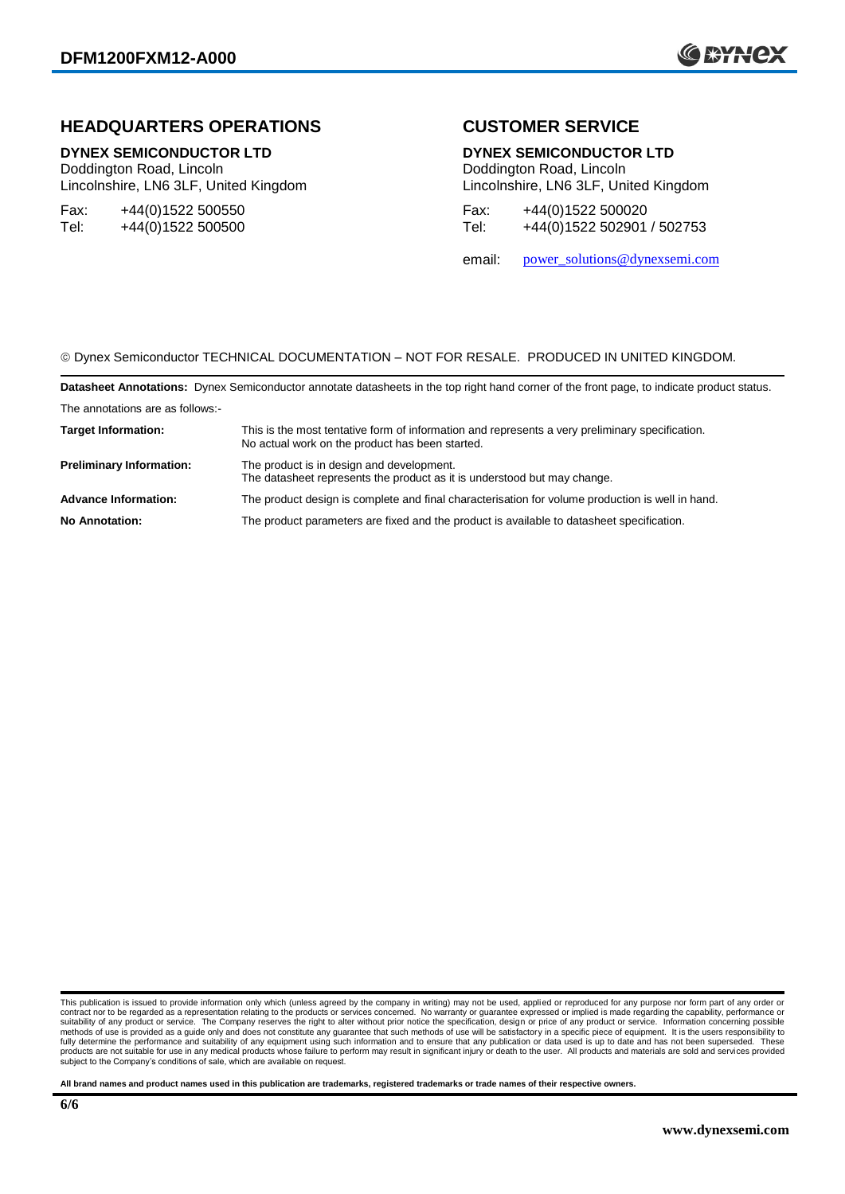## HEADQUARTERS OPERATIONS

**DYNEX SEMICONDUCTOR LTD**
Doddington Road, Lincoln
Lincolnshire, LN6 3LF, United Kingdom

Fax: +44(0)1522 500550
Tel: +44(0)1522 500500

## CUSTOMER SERVICE

**DYNEX SEMICONDUCTOR LTD**
Doddington Road, Lincoln
Lincolnshire, LN6 3LF, United Kingdom

Fax: +44(0)1522 500020
Tel: +44(0)1522 502901 / 502753

email: power_solutions@dynexsemi.com

© Dynex Semiconductor TECHNICAL DOCUMENTATION – NOT FOR RESALE. PRODUCED IN UNITED KINGDOM.

**Datasheet Annotations:** Dynex Semiconductor annotate datasheets in the top right hand corner of the front page, to indicate product status.

The annotations are as follows:-

| | |
|---|---|
| **Target Information:** | This is the most tentative form of information and represents a very preliminary specification. No actual work on the product has been started. |
| **Preliminary Information:** | The product is in design and development. The datasheet represents the product as it is understood but may change. |
| **Advance Information:** | The product design is complete and final characterisation for volume production is well in hand. |
| **No Annotation:** | The product parameters are fixed and the product is available to datasheet specification. |

This publication is issued to provide information only which (unless agreed by the company in writing) may not be used, applied or reproduced for any purpose nor form part of any order or contract nor to be regarded as a representation relating to the products or services concerned. No warranty or guarantee expressed or implied is made regarding the capability, performance or suitability of any product or service. The Company reserves the right to alter without prior notice the specification, design or price of any product or service. Information concerning possible methods of use is provided as a guide only and does not constitute any guarantee that such methods of use will be satisfactory in a specific piece of equipment. It is the users responsibility to fully determine the performance and suitability of any equipment using such information and to ensure that any publication or data used is up to date and has not been superseded. These products are not suitable for use in any medical products whose failure to perform may result in significant injury or death to the user. All products and materials are sold and services provided subject to the Company's conditions of sale, which are available on request.

**All brand names and product names used in this publication are trademarks, registered trademarks or trade names of their respective owners.**